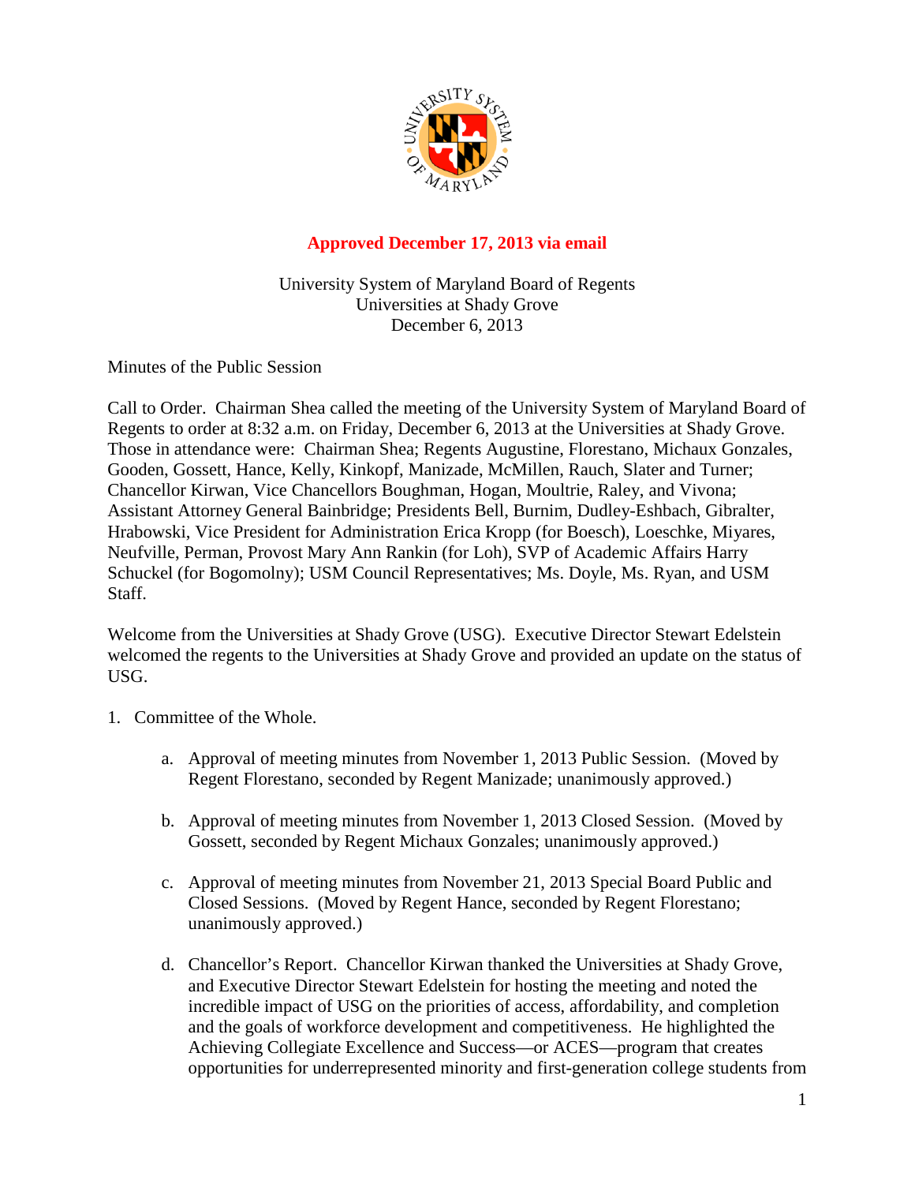**Approved December 17, 2013 via email**

University System of Maryland Board of Regents
Universities at Shady Grove
December 6, 2013

Minutes of the Public Session

Call to Order. Chairman Shea called the meeting of the University System of Maryland Board of Regents to order at 8:32 a.m. on Friday, December 6, 2013 at the Universities at Shady Grove. Those in attendance were: Chairman Shea; Regents Augustine, Florestano, Michaux Gonzales, Gooden, Gossett, Hance, Kelly, Kinkopf, Manizade, McMillen, Rauch, Slater and Turner; Chancellor Kirwan, Vice Chancellors Boughman, Hogan, Moultrie, Raley, and Vivona; Assistant Attorney General Bainbridge; Presidents Bell, Burnim, Dudley-Eshbach, Gibralter, Hrabowski, Vice President for Administration Erica Kropp (for Boesch), Loeschke, Miyares, Neufville, Perman, Provost Mary Ann Rankin (for Loh), SVP of Academic Affairs Harry Schuckel (for Bogomolny); USM Council Representatives; Ms. Doyle, Ms. Ryan, and USM Staff.

Welcome from the Universities at Shady Grove (USG). Executive Director Stewart Edelstein welcomed the regents to the Universities at Shady Grove and provided an update on the status of USG.

1. Committee of the Whole.

   a. Approval of meeting minutes from November 1, 2013 Public Session. (Moved by Regent Florestano, seconded by Regent Manizade; unanimously approved.)

   b. Approval of meeting minutes from November 1, 2013 Closed Session. (Moved by Gossett, seconded by Regent Michaux Gonzales; unanimously approved.)

   c. Approval of meeting minutes from November 21, 2013 Special Board Public and Closed Sessions. (Moved by Regent Hance, seconded by Regent Florestano; unanimously approved.)

   d. Chancellor's Report. Chancellor Kirwan thanked the Universities at Shady Grove, and Executive Director Stewart Edelstein for hosting the meeting and noted the incredible impact of USG on the priorities of access, affordability, and completion and the goals of workforce development and competitiveness. He highlighted the Achieving Collegiate Excellence and Success—or ACES—program that creates opportunities for underrepresented minority and first-generation college students from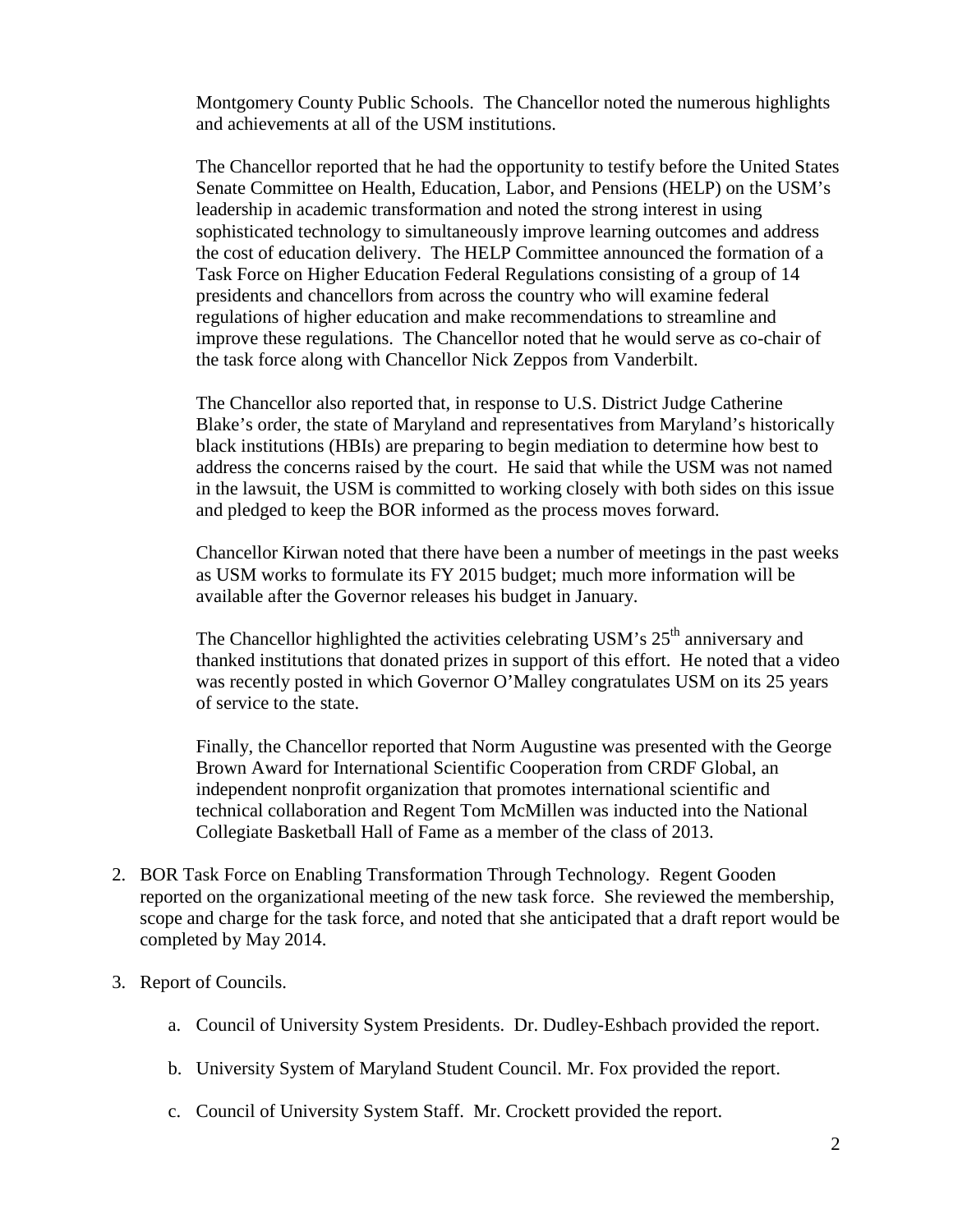Montgomery County Public Schools. The Chancellor noted the numerous highlights and achievements at all of the USM institutions.

The Chancellor reported that he had the opportunity to testify before the United States Senate Committee on Health, Education, Labor, and Pensions (HELP) on the USM's leadership in academic transformation and noted the strong interest in using sophisticated technology to simultaneously improve learning outcomes and address the cost of education delivery. The HELP Committee announced the formation of a Task Force on Higher Education Federal Regulations consisting of a group of 14 presidents and chancellors from across the country who will examine federal regulations of higher education and make recommendations to streamline and improve these regulations. The Chancellor noted that he would serve as co-chair of the task force along with Chancellor Nick Zeppos from Vanderbilt.

The Chancellor also reported that, in response to U.S. District Judge Catherine Blake's order, the state of Maryland and representatives from Maryland's historically black institutions (HBIs) are preparing to begin mediation to determine how best to address the concerns raised by the court. He said that while the USM was not named in the lawsuit, the USM is committed to working closely with both sides on this issue and pledged to keep the BOR informed as the process moves forward.

Chancellor Kirwan noted that there have been a number of meetings in the past weeks as USM works to formulate its FY 2015 budget; much more information will be available after the Governor releases his budget in January.

The Chancellor highlighted the activities celebrating USM's 25th anniversary and thanked institutions that donated prizes in support of this effort. He noted that a video was recently posted in which Governor O'Malley congratulates USM on its 25 years of service to the state.

Finally, the Chancellor reported that Norm Augustine was presented with the George Brown Award for International Scientific Cooperation from CRDF Global, an independent nonprofit organization that promotes international scientific and technical collaboration and Regent Tom McMillen was inducted into the National Collegiate Basketball Hall of Fame as a member of the class of 2013.

2. BOR Task Force on Enabling Transformation Through Technology. Regent Gooden reported on the organizational meeting of the new task force. She reviewed the membership, scope and charge for the task force, and noted that she anticipated that a draft report would be completed by May 2014.

3. Report of Councils.

    a. Council of University System Presidents. Dr. Dudley-Eshbach provided the report.

    b. University System of Maryland Student Council. Mr. Fox provided the report.

    c. Council of University System Staff. Mr. Crockett provided the report.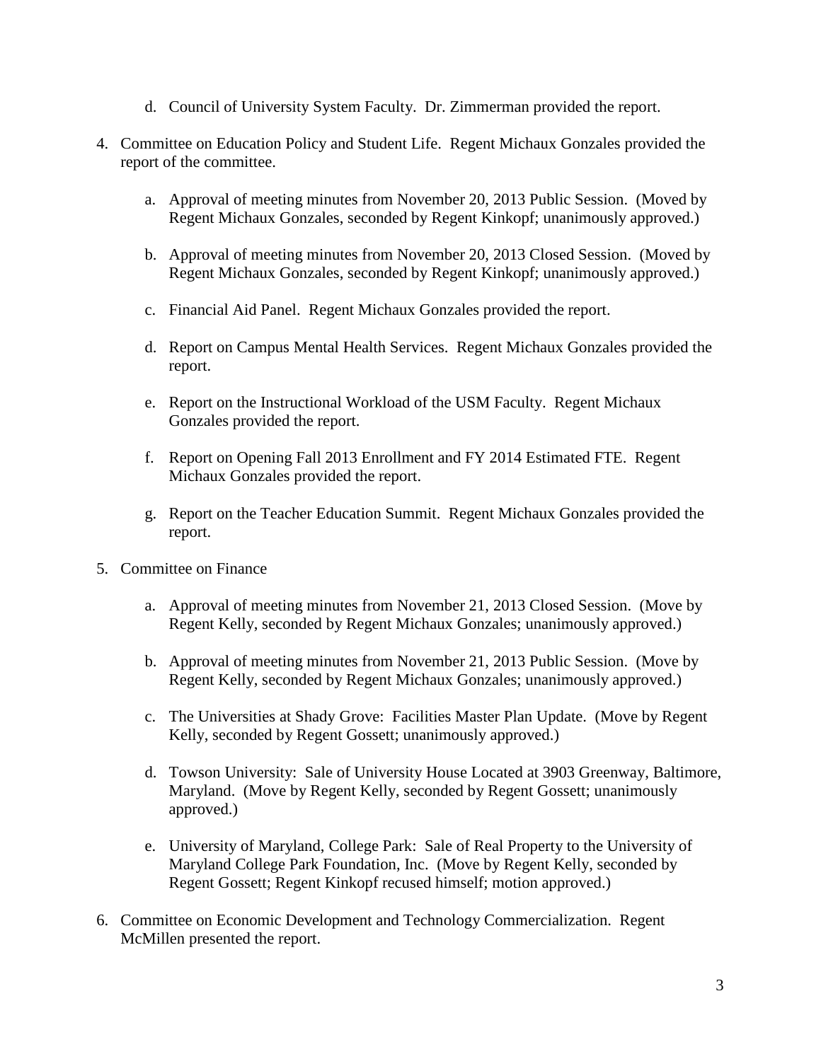d. Council of University System Faculty. Dr. Zimmerman provided the report.

4. Committee on Education Policy and Student Life. Regent Michaux Gonzales provided the report of the committee.

    a. Approval of meeting minutes from November 20, 2013 Public Session. (Moved by Regent Michaux Gonzales, seconded by Regent Kinkopf; unanimously approved.)

    b. Approval of meeting minutes from November 20, 2013 Closed Session. (Moved by Regent Michaux Gonzales, seconded by Regent Kinkopf; unanimously approved.)

    c. Financial Aid Panel. Regent Michaux Gonzales provided the report.

    d. Report on Campus Mental Health Services. Regent Michaux Gonzales provided the report.

    e. Report on the Instructional Workload of the USM Faculty. Regent Michaux Gonzales provided the report.

    f. Report on Opening Fall 2013 Enrollment and FY 2014 Estimated FTE. Regent Michaux Gonzales provided the report.

    g. Report on the Teacher Education Summit. Regent Michaux Gonzales provided the report.

5. Committee on Finance

    a. Approval of meeting minutes from November 21, 2013 Closed Session. (Move by Regent Kelly, seconded by Regent Michaux Gonzales; unanimously approved.)

    b. Approval of meeting minutes from November 21, 2013 Public Session. (Move by Regent Kelly, seconded by Regent Michaux Gonzales; unanimously approved.)

    c. The Universities at Shady Grove: Facilities Master Plan Update. (Move by Regent Kelly, seconded by Regent Gossett; unanimously approved.)

    d. Towson University: Sale of University House Located at 3903 Greenway, Baltimore, Maryland. (Move by Regent Kelly, seconded by Regent Gossett; unanimously approved.)

    e. University of Maryland, College Park: Sale of Real Property to the University of Maryland College Park Foundation, Inc. (Move by Regent Kelly, seconded by Regent Gossett; Regent Kinkopf recused himself; motion approved.)

6. Committee on Economic Development and Technology Commercialization. Regent McMillen presented the report.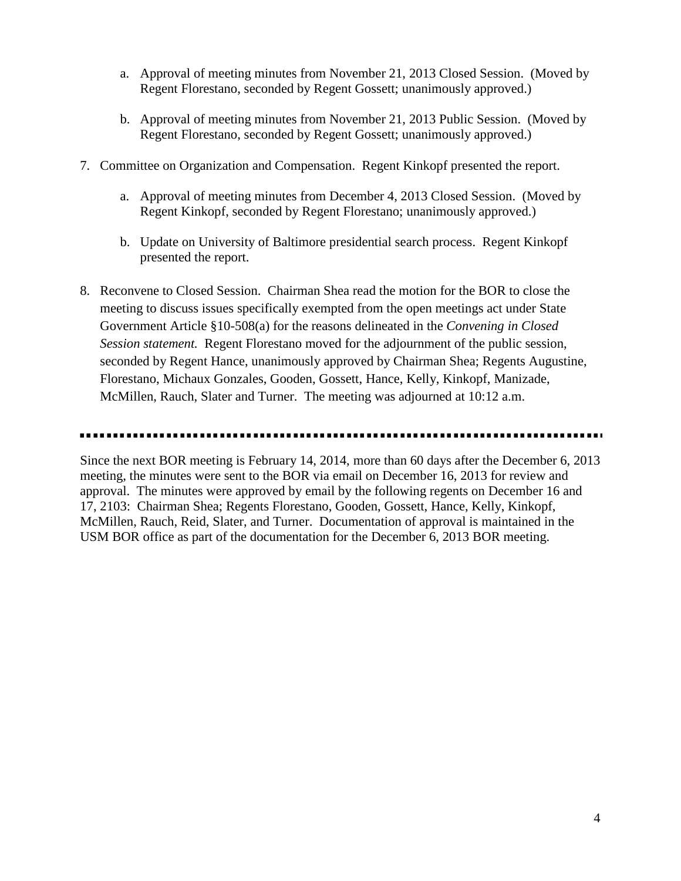a. Approval of meeting minutes from November 21, 2013 Closed Session. (Moved by Regent Florestano, seconded by Regent Gossett; unanimously approved.)

   b. Approval of meeting minutes from November 21, 2013 Public Session. (Moved by Regent Florestano, seconded by Regent Gossett; unanimously approved.)

7. Committee on Organization and Compensation. Regent Kinkopf presented the report.

   a. Approval of meeting minutes from December 4, 2013 Closed Session. (Moved by Regent Kinkopf, seconded by Regent Florestano; unanimously approved.)

   b. Update on University of Baltimore presidential search process. Regent Kinkopf presented the report.

8. Reconvene to Closed Session. Chairman Shea read the motion for the BOR to close the meeting to discuss issues specifically exempted from the open meetings act under State Government Article §10-508(a) for the reasons delineated in the *Convening in Closed Session statement.* Regent Florestano moved for the adjournment of the public session, seconded by Regent Hance, unanimously approved by Chairman Shea; Regents Augustine, Florestano, Michaux Gonzales, Gooden, Gossett, Hance, Kelly, Kinkopf, Manizade, McMillen, Rauch, Slater and Turner. The meeting was adjourned at 10:12 a.m.

---

Since the next BOR meeting is February 14, 2014, more than 60 days after the December 6, 2013 meeting, the minutes were sent to the BOR via email on December 16, 2013 for review and approval. The minutes were approved by email by the following regents on December 16 and 17, 2103: Chairman Shea; Regents Florestano, Gooden, Gossett, Hance, Kelly, Kinkopf, McMillen, Rauch, Reid, Slater, and Turner. Documentation of approval is maintained in the USM BOR office as part of the documentation for the December 6, 2013 BOR meeting.